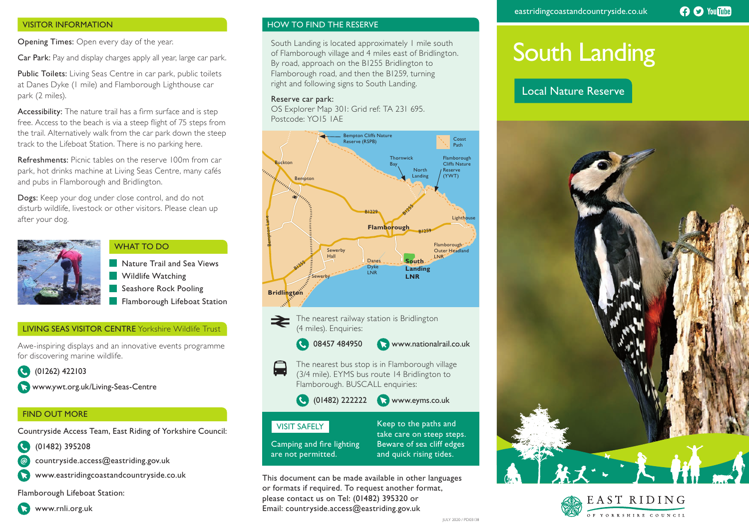## VISITOR INFORMATION

**Opening Times:** Open every day of the year.

**Car Park:** Pay and display charges apply all year, large car park.

**Public Toilets:** Living Seas Centre in car park, public toilets at Danes Dyke (1 mile) and Flamborough Lighthouse car park (2 miles).

**Accessibility:** The nature trail has a firm surface and is step free. Access to the beach is via a steep flight of 75 steps from the trail. Alternatively walk from the car park down the steep track to the Lifeboat Station. There is no parking here.

**Refreshments:** Picnic tables on the reserve 100m from car park, hot drinks machine at Living Seas Centre, many cafés and pubs in Flamborough and Bridlington.

**Dogs:** Keep your dog under close control, and do not disturb wildlife, livestock or other visitors. Please clean up after your dog.

## WHAT TO DO

- Nature Trail and Sea Views
- Wildlife Watching
- Seashore Rock Pooling
- Flamborough Lifeboat Station

## LIVING SEAS VISITOR CENTRE Yorkshire Wildlife Trust

Awe-inspiring displays and an innovative events programme for discovering marine wildlife.

(01262) 422103

www.ywt.org.uk/Living-Seas-Centre

## FIND OUT MORE

Countryside Access Team, East Riding of Yorkshire Council:

(01482) 395208

countryside.access@eastriding.gov.uk

www.eastridingcoastandcountryside.co.uk

Flamborough Lifeboat Station:

www.rnli.org.uk

## HOW TO FIND THE RESERVE

South Landing is located approximately 1 mile south of Flamborough village and 4 miles east of Bridlington. By road, approach on the B1255 Bridlington to Flamborough road, and then the B1259, turning right and following signs to South Landing.

**Reserve car park:**
OS Explorer Map 301: Grid ref: TA 231 695.
Postcode: YO15 1AE

The nearest railway station is Bridlington (4 miles). Enquiries:

08457 484950 www.nationalrail.co.uk

The nearest bus stop is in Flamborough village (3/4 mile). EYMS bus route 14 Bridlington to Flamborough. BUSCALL enquiries:

(01482) 222222 www.eyms.co.uk

## VISIT SAFELY

Camping and fire lighting are not permitted.

Keep to the paths and take care on steep steps. Beware of sea cliff edges and quick rising tides.

This document can be made available in other languages or formats if required. To request another format, please contact us on Tel: (01482) 395320 or Email: countryside.access@eastriding.gov.uk

JULY 2020 / PD03138

eastridingcoastandcountryside.co.uk

# South Landing

## Local Nature Reserve

EAST RIDING OF YORKSHIRE COUNCIL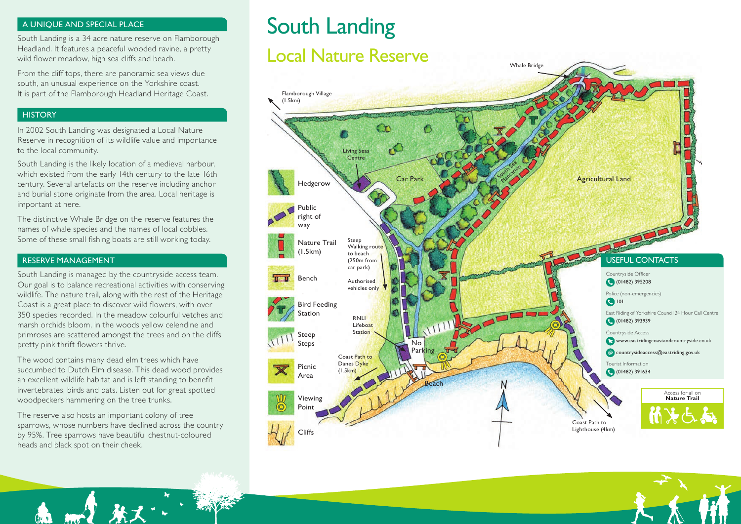## A UNIQUE AND SPECIAL PLACE

South Landing is a 34 acre nature reserve on Flamborough Headland. It features a peaceful wooded ravine, a pretty wild flower meadow, high sea cliffs and beach.

From the cliff tops, there are panoramic sea views due south, an unusual experience on the Yorkshire coast. It is part of the Flamborough Headland Heritage Coast.

## HISTORY

In 2002 South Landing was designated a Local Nature Reserve in recognition of its wildlife value and importance to the local community.

South Landing is the likely location of a medieval harbour, which existed from the early 14th century to the late 16th century. Several artefacts on the reserve including anchor and burial stone originate from the area. Local heritage is important at here.

The distinctive Whale Bridge on the reserve features the names of whale species and the names of local cobbles. Some of these small fishing boats are still working today.

## RESERVE MANAGEMENT

South Landing is managed by the countryside access team. Our goal is to balance recreational activities with conserving wildlife. The nature trail, along with the rest of the Heritage Coast is a great place to discover wild flowers, with over 350 species recorded. In the meadow colourful vetches and marsh orchids bloom, in the woods yellow celendine and primroses are scattered amongst the trees and on the cliffs pretty pink thrift flowers thrive.

The wood contains many dead elm trees which have succumbed to Dutch Elm disease. This dead wood provides an excellent wildlife habitat and is left standing to benefit invertebrates, birds and bats. Listen out for great spotted woodpeckers hammering on the tree trunks.

The reserve also hosts an important colony of tree sparrows, whose numbers have declined across the country by 95%. Tree sparrows have beautiful chestnut-coloured heads and black spot on their cheek.

# South Landing

## Local Nature Reserve

Whale Bridge

Flamborough Village (1.5km)

Living Seas Centre

Car Park

South Sea Plantation

Agricultural Land

Steep Walking route to beach (250m from car park)

Authorised vehicles only

RNLI Lifeboat Station

No Parking

Coast Path to Danes Dyke (1.5km)

Beach

N

Coast Path to Lighthouse (4km)

Hedgerow

Public right of way

Nature Trail (1.5km)

Bench

Bird Feeding Station

Steep Steps

Picnic Area

Viewing Point

Cliffs

## USEFUL CONTACTS

Countryside Officer
(01482) 395208

Police (non-emergencies)
101

East Riding of Yorkshire Council 24 Hour Call Centre
(01482) 393939

Countryside Access
www.eastridingcoastandcountryside.co.uk

countrysideaccess@eastriding.gov.uk

Tourist Information
(01482) 391634

Access for all on **Nature Trail**